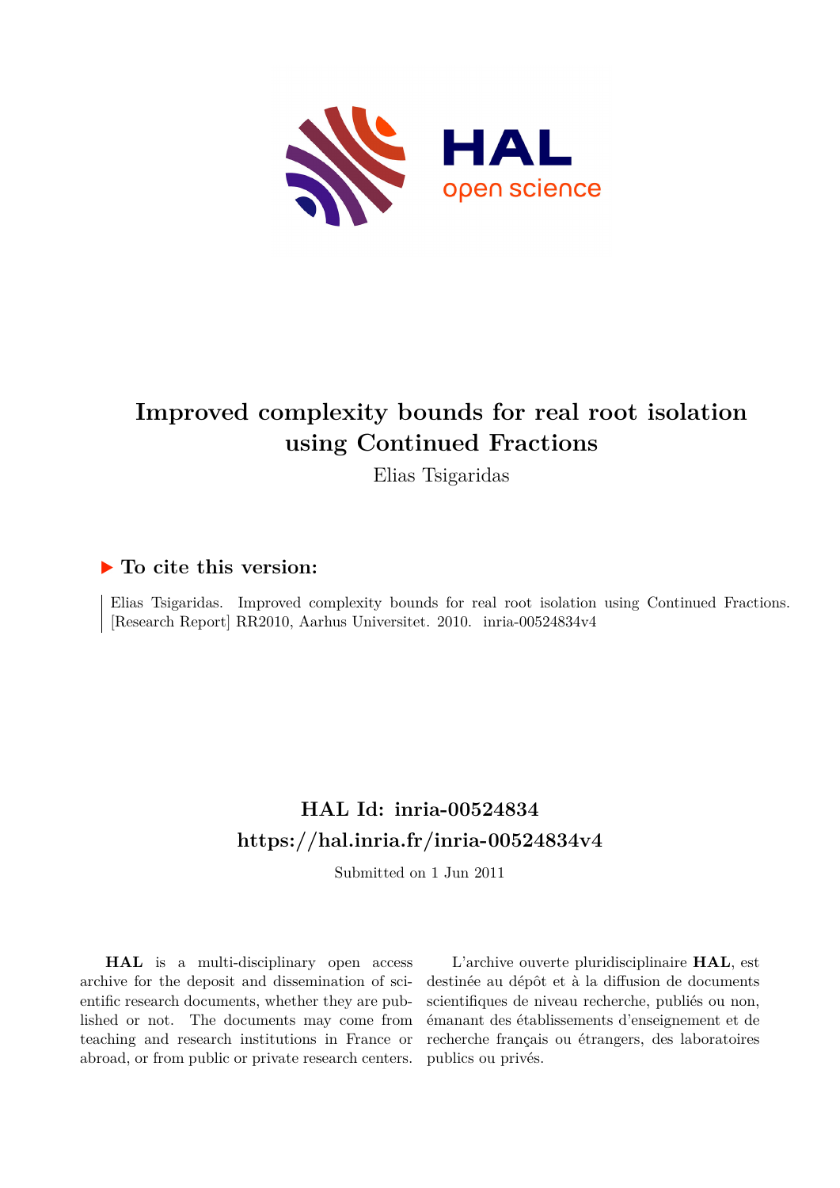# Improved complexity bounds for real root isolation using Continued Fractions

Elias Tsigaridas

## ▶ To cite this version:

Elias Tsigaridas. Improved complexity bounds for real root isolation using Continued Fractions. [Research Report] RR2010, Aarhus Universitet. 2010. inria-00524834v4

## HAL Id: inria-00524834

## https://hal.inria.fr/inria-00524834v4

Submitted on 1 Jun 2011

**HAL** is a multi-disciplinary open access archive for the deposit and dissemination of scientific research documents, whether they are published or not. The documents may come from teaching and research institutions in France or abroad, or from public or private research centers.

L'archive ouverte pluridisciplinaire **HAL**, est destinée au dépôt et à la diffusion de documents scientifiques de niveau recherche, publiés ou non, émanant des établissements d'enseignement et de recherche français ou étrangers, des laboratoires publics ou privés.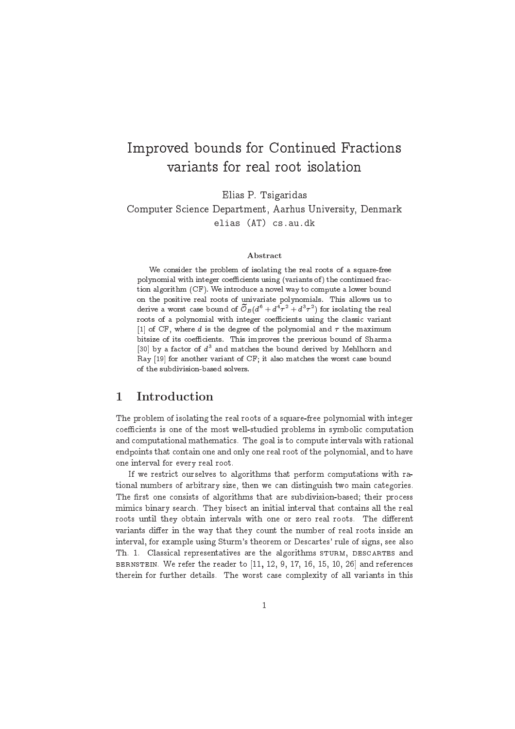# Improved bounds for Continued Fractions variants for real root isolation

Elias P. Tsigaridas

Computer Science Department, Aarhus University, Denmark

elias (AT) cs.au.dk

### Abstract

We consider the problem of isolating the real roots of a square-free polynomial with integer coefficients using (variants of) the continued fraction algorithm (CF). We introduce a novel way to compute a lower bound on the positive real roots of univariate polynomials. This allows us to derive a worst case bound of $\widetilde{\mathcal{O}}_B(d^6 + d^4\tau^2 + d^3\tau^2)$ for isolating the real roots of a polynomial with integer coefficients using the classic variant [1] of CF, where $d$ is the degree of the polynomial and $\tau$ the maximum bitsize of its coefficients. This improves the previous bound of Sharma [30] by a factor of $d^3$ and matches the bound derived by Mehlhorn and Ray [19] for another variant of CF; it also matches the worst case bound of the subdivision-based solvers.

## 1 Introduction

The problem of isolating the real roots of a square-free polynomial with integer coefficients is one of the most well-studied problems in symbolic computation and computational mathematics. The goal is to compute intervals with rational endpoints that contain one and only one real root of the polynomial, and to have one interval for every real root.

If we restrict ourselves to algorithms that perform computations with rational numbers of arbitrary size, then we can distinguish two main categories. The first one consists of algorithms that are subdivision-based; their process mimics binary search. They bisect an initial interval that contains all the real roots until they obtain intervals with one or zero real roots. The different variants differ in the way that they count the number of real roots inside an interval, for example using Sturm's theorem or Descartes' rule of signs, see also Th. 1. Classical representatives are the algorithms STURM, DESCARTES and BERNSTEIN. We refer the reader to [11, 12, 9, 17, 16, 15, 10, 26] and references therein for further details. The worst case complexity of all variants in this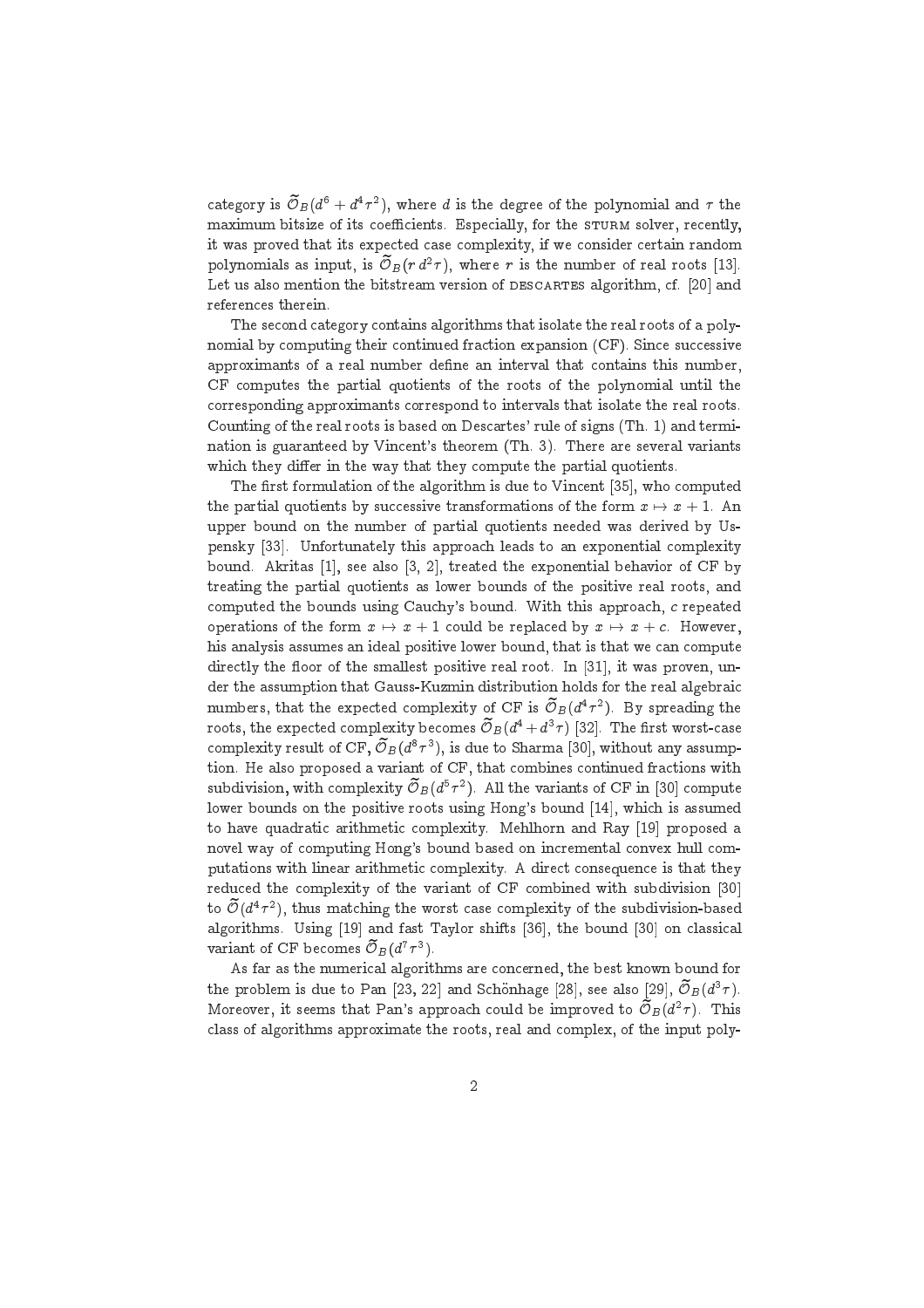category is $\widetilde{\mathcal{O}}_B(d^6 + d^4\tau^2)$, where $d$ is the degree of the polynomial and $\tau$ the maximum bitsize of its coefficients. Especially, for the STURM solver, recently, it was proved that its expected case complexity, if we consider certain random polynomials as input, is $\widetilde{\mathcal{O}}_B(r\, d^2\tau)$, where $r$ is the number of real roots [13]. Let us also mention the bitstream version of DESCARTES algorithm, cf. [20] and references therein.

The second category contains algorithms that isolate the real roots of a polynomial by computing their continued fraction expansion (CF). Since successive approximants of a real number define an interval that contains this number, CF computes the partial quotients of the roots of the polynomial until the corresponding approximants correspond to intervals that isolate the real roots. Counting of the real roots is based on Descartes' rule of signs (Th. 1) and termination is guaranteed by Vincent's theorem (Th. 3). There are several variants which they differ in the way that they compute the partial quotients.

The first formulation of the algorithm is due to Vincent [35], who computed the partial quotients by successive transformations of the form $x \mapsto x + 1$. An upper bound on the number of partial quotients needed was derived by Uspensky [33]. Unfortunately this approach leads to an exponential complexity bound. Akritas [1], see also [3, 2], treated the exponential behavior of CF by treating the partial quotients as lower bounds of the positive real roots, and computed the bounds using Cauchy's bound. With this approach, $c$ repeated operations of the form $x \mapsto x + 1$ could be replaced by $x \mapsto x + c$. However, his analysis assumes an ideal positive lower bound, that is that we can compute directly the floor of the smallest positive real root. In [31], it was proven, under the assumption that Gauss-Kuzmin distribution holds for the real algebraic numbers, that the expected complexity of CF is $\widetilde{\mathcal{O}}_B(d^4\tau^2)$. By spreading the roots, the expected complexity becomes $\widetilde{\mathcal{O}}_B(d^4 + d^3\tau)$ [32]. The first worst-case complexity result of CF, $\widetilde{\mathcal{O}}_B(d^8\tau^3)$, is due to Sharma [30], without any assumption. He also proposed a variant of CF, that combines continued fractions with subdivision, with complexity $\widetilde{\mathcal{O}}_B(d^5\tau^2)$. All the variants of CF in [30] compute lower bounds on the positive roots using Hong's bound [14], which is assumed to have quadratic arithmetic complexity. Mehlhorn and Ray [19] proposed a novel way of computing Hong's bound based on incremental convex hull computations with linear arithmetic complexity. A direct consequence is that they reduced the complexity of the variant of CF combined with subdivision [30] to $\widetilde{\mathcal{O}}(d^4\tau^2)$, thus matching the worst case complexity of the subdivision-based algorithms. Using [19] and fast Taylor shifts [36], the bound [30] on classical variant of CF becomes $\widetilde{\mathcal{O}}_B(d^7\tau^3)$.

As far as the numerical algorithms are concerned, the best known bound for the problem is due to Pan [23, 22] and Schönhage [28], see also [29], $\widetilde{\mathcal{O}}_B(d^3\tau)$. Moreover, it seems that Pan's approach could be improved to $\widetilde{\mathcal{O}}_B(d^2\tau)$. This class of algorithms approximate the roots, real and complex, of the input poly-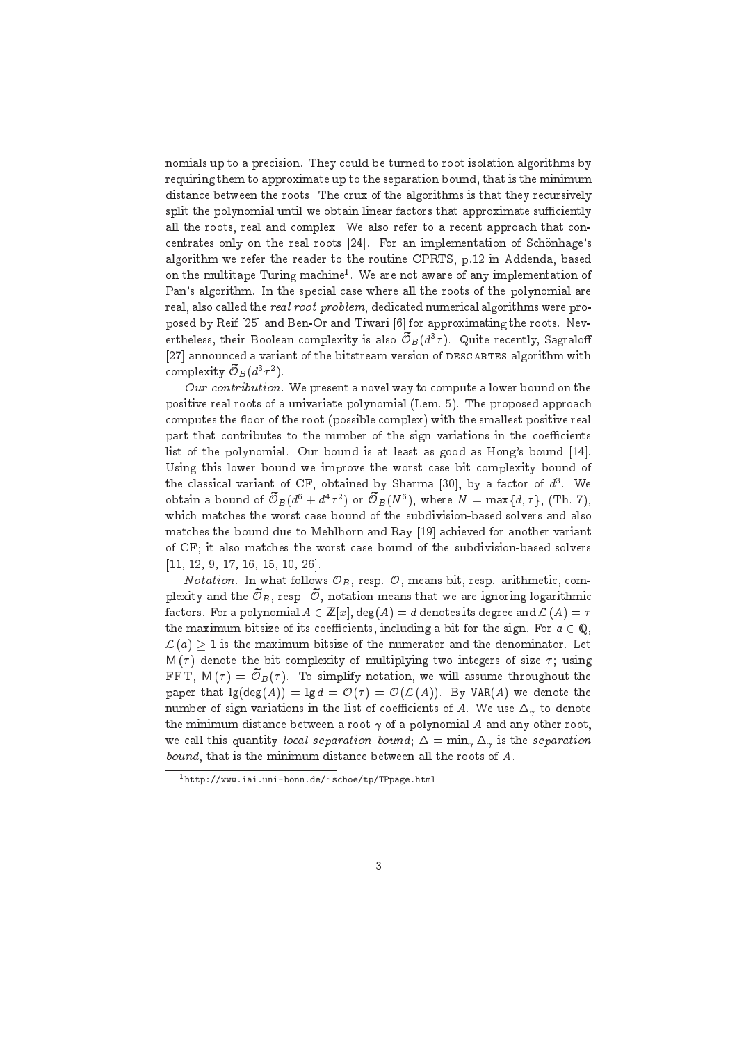nomials up to a precision. They could be turned to root isolation algorithms by requiring them to approximate up to the separation bound, that is the minimum distance between the roots. The crux of the algorithms is that they recursively split the polynomial until we obtain linear factors that approximate sufficiently all the roots, real and complex. We also refer to a recent approach that concentrates only on the real roots [24]. For an implementation of Schönhage's algorithm we refer the reader to the routine CPRTS, p.12 in Addenda, based on the multitape Turing machine[1]. We are not aware of any implementation of Pan's algorithm. In the special case where all the roots of the polynomial are real, also called the *real root problem*, dedicated numerical algorithms were proposed by Reif [25] and Ben-Or and Tiwari [6] for approximating the roots. Nevertheless, their Boolean complexity is also $\widetilde{\mathcal{O}}_B(d^3\tau)$. Quite recently, Sagraloff [27] announced a variant of the bitstream version of DESCARTES algorithm with complexity $\widetilde{\mathcal{O}}_B(d^3\tau^2)$.

*Our contribution.* We present a novel way to compute a lower bound on the positive real roots of a univariate polynomial (Lem. 5). The proposed approach computes the floor of the root (possible complex) with the smallest positive real part that contributes to the number of the sign variations in the coefficients list of the polynomial. Our bound is at least as good as Hong's bound [14]. Using this lower bound we improve the worst case bit complexity bound of the classical variant of CF, obtained by Sharma [30], by a factor of $d^3$. We obtain a bound of $\widetilde{\mathcal{O}}_B(d^6 + d^4\tau^2)$ or $\widetilde{\mathcal{O}}_B(N^6)$, where $N = \max\{d, \tau\}$, (Th. 7), which matches the worst case bound of the subdivision-based solvers and also matches the bound due to Mehlhorn and Ray [19] achieved for another variant of CF; it also matches the worst case bound of the subdivision-based solvers [11, 12, 9, 17, 16, 15, 10, 26].

*Notation.* In what follows $\mathcal{O}_B$, resp. $\mathcal{O}$, means bit, resp. arithmetic, complexity and the $\widetilde{\mathcal{O}}_B$, resp. $\widetilde{\mathcal{O}}$, notation means that we are ignoring logarithmic factors. For a polynomial $A \in \mathbb{Z}[x]$, $\deg(A) = d$ denotes its degree and $\mathcal{L}(A) = \tau$ the maximum bitsize of its coefficients, including a bit for the sign. For $a \in \mathbb{Q}$, $\mathcal{L}(a) \geq 1$ is the maximum bitsize of the numerator and the denominator. Let $\mathsf{M}(\tau)$ denote the bit complexity of multiplying two integers of size $\tau$; using FFT, $\mathsf{M}(\tau) = \widetilde{\mathcal{O}}_B(\tau)$. To simplify notation, we will assume throughout the paper that $\lg(\deg(A)) = \lg d = \mathcal{O}(\tau) = \mathcal{O}(\mathcal{L}(A))$. By $\mathtt{VAR}(A)$ we denote the number of sign variations in the list of coefficients of $A$. We use $\Delta_\gamma$ to denote the minimum distance between a root $\gamma$ of a polynomial $A$ and any other root, we call this quantity *local separation bound*; $\Delta = \min_\gamma \Delta_\gamma$ is the *separation bound*, that is the minimum distance between all the roots of $A$.

[1] http://www.iai.uni-bonn.de/~schoe/tp/TPpage.html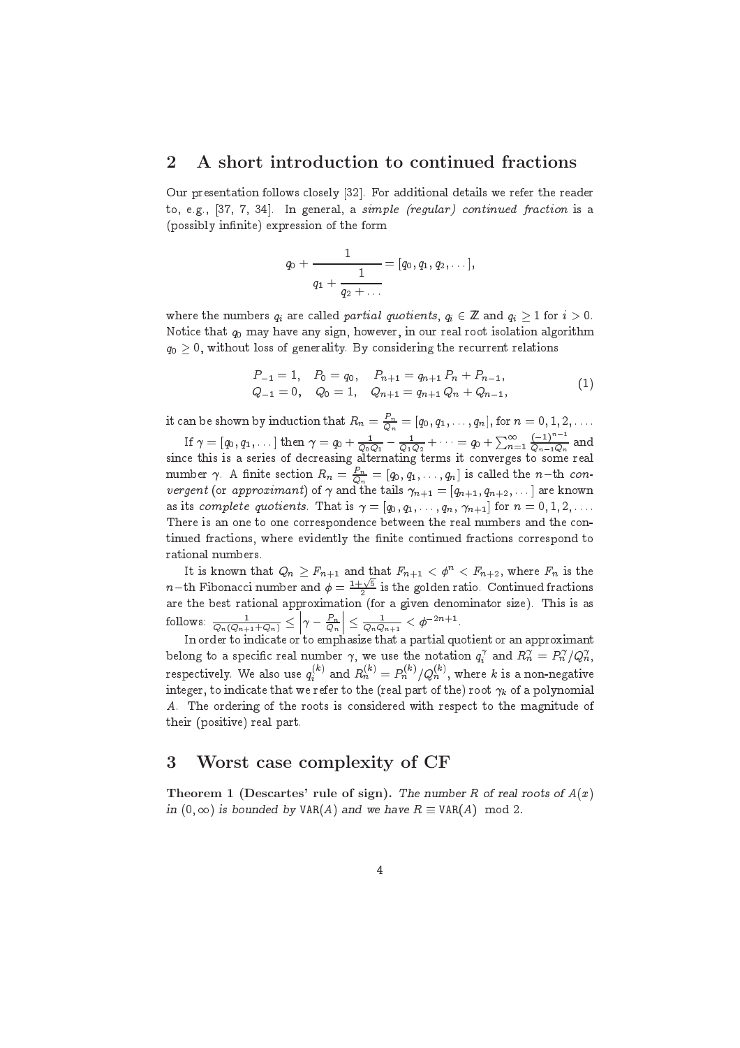## 2 A short introduction to continued fractions

Our presentation follows closely [32]. For additional details we refer the reader to, e.g., [37, 7, 34]. In general, a *simple (regular) continued fraction* is a (possibly infinite) expression of the form

$$q_0 + \cfrac{1}{q_1 + \cfrac{1}{q_2 + \dots}} = [q_0, q_1, q_2, \dots],$$

where the numbers $q_i$ are called *partial quotients*, $q_i \in \mathbb{Z}$ and $q_i \geq 1$ for $i > 0$. Notice that $q_0$ may have any sign, however, in our real root isolation algorithm $q_0 \geq 0$, without loss of generality. By considering the recurrent relations

$$\begin{array}{lll} P_{-1} = 1, & P_0 = q_0, & P_{n+1} = q_{n+1} P_n + P_{n-1}, \\ Q_{-1} = 0, & Q_0 = 1, & Q_{n+1} = q_{n+1} Q_n + Q_{n-1}, \end{array} \tag{1}$$

it can be shown by induction that $R_n = \frac{P_n}{Q_n} = [q_0, q_1, \dots, q_n]$, for $n = 0, 1, 2, \dots$.

If $\gamma = [q_0, q_1, \dots]$ then $\gamma = q_0 + \frac{1}{Q_0 Q_1} - \frac{1}{Q_1 Q_2} + \dots = q_0 + \sum_{n=1}^{\infty} \frac{(-1)^{n-1}}{Q_{n-1} Q_n}$ and since this is a series of decreasing alternating terms it converges to some real number $\gamma$. A finite section $R_n = \frac{P_n}{Q_n} = [q_0, q_1, \dots, q_n]$ is called the $n-$th *convergent* (or *approximant*) of $\gamma$ and the tails $\gamma_{n+1} = [q_{n+1}, q_{n+2}, \dots]$ are known as its *complete quotients*. That is $\gamma = [q_0, q_1, \dots, q_n, \gamma_{n+1}]$ for $n = 0, 1, 2, \dots$. There is an one to one correspondence between the real numbers and the continued fractions, where evidently the finite continued fractions correspond to rational numbers.

It is known that $Q_n \geq F_{n+1}$ and that $F_{n+1} < \phi^n < F_{n+2}$, where $F_n$ is the $n-$th Fibonacci number and $\phi = \frac{1+\sqrt{5}}{2}$ is the golden ratio. Continued fractions are the best rational approximation (for a given denominator size). This is as follows: $\frac{1}{Q_n(Q_{n+1}+Q_n)} \leq \left| \gamma - \frac{P_n}{Q_n} \right| \leq \frac{1}{Q_n Q_{n+1}} < \phi^{-2n+1}$.

In order to indicate or to emphasize that a partial quotient or an approximant belong to a specific real number $\gamma$, we use the notation $q_i^{\gamma}$ and $R_n^{\gamma} = P_n^{\gamma}/Q_n^{\gamma}$, respectively. We also use $q_i^{(k)}$ and $R_n^{(k)} = P_n^{(k)}/Q_n^{(k)}$, where $k$ is a non-negative integer, to indicate that we refer to the (real part of the) root $\gamma_k$ of a polynomial $A$. The ordering of the roots is considered with respect to the magnitude of their (positive) real part.

## 3 Worst case complexity of CF

**Theorem 1 (Descartes' rule of sign).** *The number $R$ of real roots of $A(x)$ in $(0, \infty)$ is bounded by $\mathtt{VAR}(A)$ and we have $R \equiv \mathtt{VAR}(A) \mod 2$.*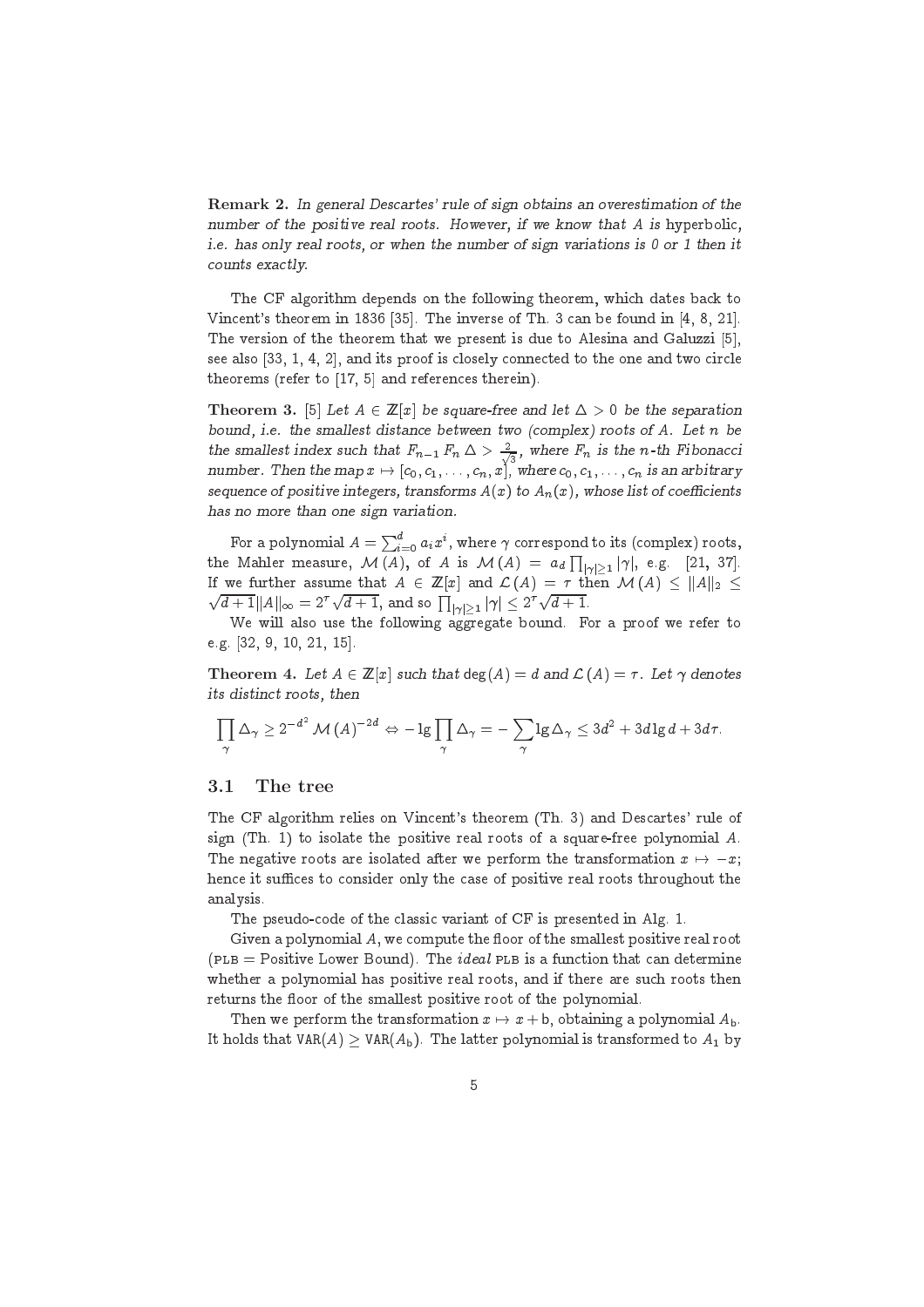**Remark 2.** *In general Descartes' rule of sign obtains an overestimation of the number of the positive real roots. However, if we know that $A$ is hyperbolic, i.e. has only real roots, or when the number of sign variations is 0 or 1 then it counts exactly.*

The CF algorithm depends on the following theorem, which dates back to Vincent's theorem in 1836 [35]. The inverse of Th. 3 can be found in [4, 8, 21]. The version of the theorem that we present is due to Alesina and Galuzzi [5], see also [33, 1, 4, 2], and its proof is closely connected to the one and two circle theorems (refer to [17, 5] and references therein).

**Theorem 3.** [5] *Let $A \in \mathbb{Z}[x]$ be square-free and let $\Delta > 0$ be the separation bound, i.e. the smallest distance between two (complex) roots of $A$. Let $n$ be the smallest index such that $F_{n-1} F_n \Delta > \frac{2}{\sqrt{3}}$, where $F_n$ is the $n$-th Fibonacci number. Then the map $x \mapsto [c_0, c_1, \ldots, c_n, x]$, where $c_0, c_1, \ldots, c_n$ is an arbitrary sequence of positive integers, transforms $A(x)$ to $A_n(x)$, whose list of coefficients has no more than one sign variation.*

For a polynomial $A = \sum_{i=0}^{d} a_i x^i$, where $\gamma$ correspond to its (complex) roots, the Mahler measure, $\mathcal{M}(A)$, of $A$ is $\mathcal{M}(A) = a_d \prod_{|\gamma| \geq 1} |\gamma|$, e.g. [21, 37]. If we further assume that $A \in \mathbb{Z}[x]$ and $\mathcal{L}(A) = \tau$ then $\mathcal{M}(A) \leq \|A\|_2 \leq \sqrt{d+1}\|A\|_\infty = 2^\tau \sqrt{d+1}$, and so $\prod_{|\gamma| \geq 1} |\gamma| \leq 2^\tau \sqrt{d+1}$.

We will also use the following aggregate bound. For a proof we refer to e.g. [32, 9, 10, 21, 15].

**Theorem 4.** *Let $A \in \mathbb{Z}[x]$ such that $\deg(A) = d$ and $\mathcal{L}(A) = \tau$. Let $\gamma$ denotes its distinct roots, then*

$$\prod_{\gamma} \Delta_\gamma \geq 2^{-d^2} \mathcal{M}(A)^{-2d} \Leftrightarrow -\lg \prod_{\gamma} \Delta_\gamma = -\sum_{\gamma} \lg \Delta_\gamma \leq 3d^2 + 3d \lg d + 3d\tau.$$

### 3.1 The tree

The CF algorithm relies on Vincent's theorem (Th. 3) and Descartes' rule of sign (Th. 1) to isolate the positive real roots of a square-free polynomial $A$. The negative roots are isolated after we perform the transformation $x \mapsto -x$; hence it suffices to consider only the case of positive real roots throughout the analysis.

The pseudo-code of the classic variant of CF is presented in Alg. 1.

Given a polynomial $A$, we compute the floor of the smallest positive real root (PLB = Positive Lower Bound). The *ideal* PLB is a function that can determine whether a polynomial has positive real roots, and if there are such roots then returns the floor of the smallest positive root of the polynomial.

Then we perform the transformation $x \mapsto x + \mathrm{b}$, obtaining a polynomial $A_{\mathrm{b}}$. It holds that $\mathtt{VAR}(A) \geq \mathtt{VAR}(A_{\mathrm{b}})$. The latter polynomial is transformed to $A_1$ by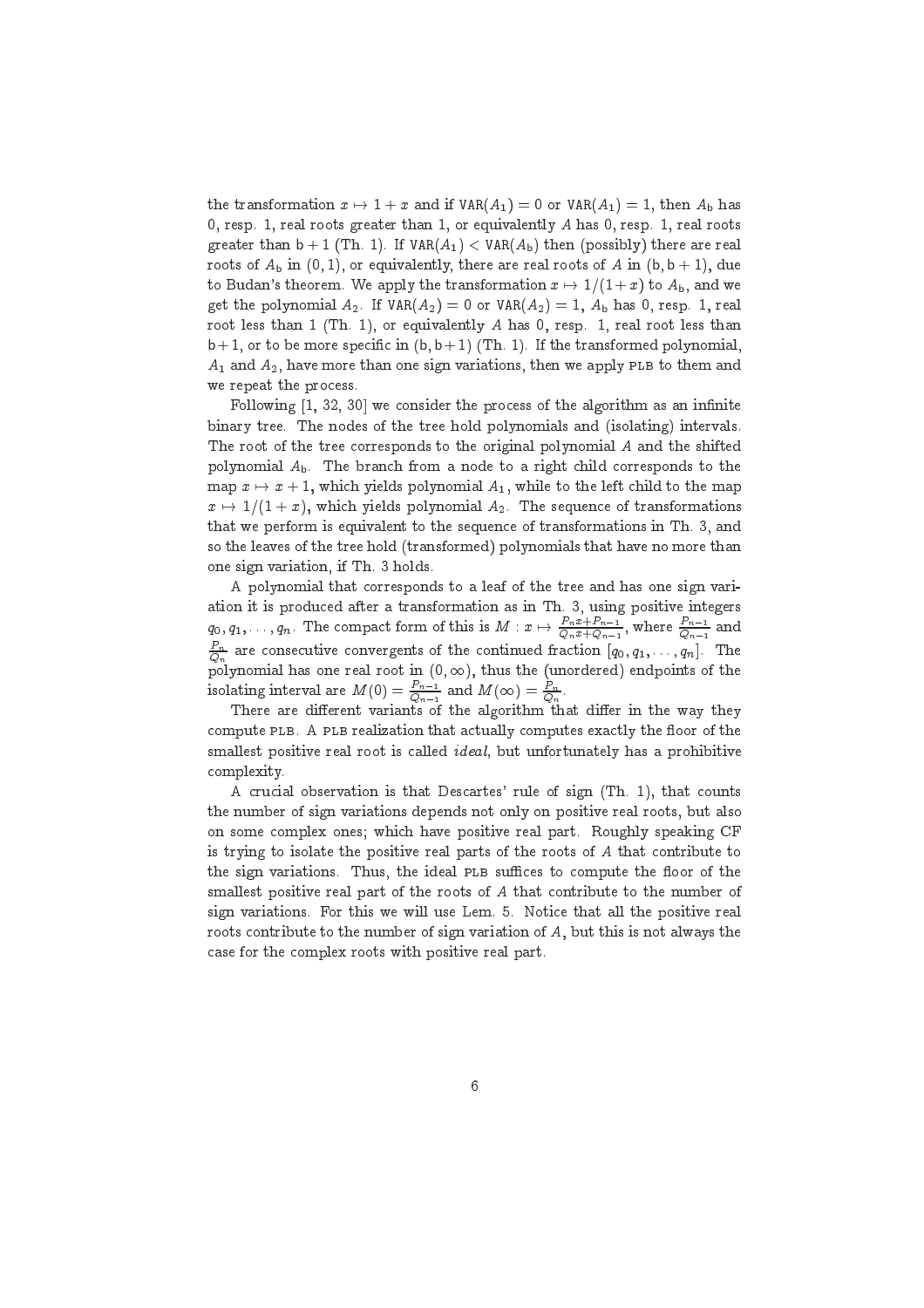the transformation $x \mapsto 1 + x$ and if $\texttt{VAR}(A_1) = 0$ or $\texttt{VAR}(A_1) = 1$, then $A_{\mathsf{b}}$ has 0, resp. 1, real roots greater than 1, or equivalently $A$ has 0, resp. 1, real roots greater than $\mathsf{b}+1$ (Th. 1). If $\texttt{VAR}(A_1) < \texttt{VAR}(A_{\mathsf{b}})$ then (possibly) there are real roots of $A_{\mathsf{b}}$ in $(0, 1)$, or equivalently, there are real roots of $A$ in $(\mathsf{b}, \mathsf{b}+1)$, due to Budan's theorem. We apply the transformation $x \mapsto 1/(1+x)$ to $A_{\mathsf{b}}$, and we get the polynomial $A_2$. If $\texttt{VAR}(A_2) = 0$ or $\texttt{VAR}(A_2) = 1$, $A_{\mathsf{b}}$ has 0, resp. 1, real root less than 1 (Th. 1), or equivalently $A$ has 0, resp. 1, real root less than $\mathsf{b}+1$, or to be more specific in $(\mathsf{b}, \mathsf{b}+1)$ (Th. 1). If the transformed polynomial, $A_1$ and $A_2$, have more than one sign variations, then we apply PLB to them and we repeat the process.

Following [1, 32, 30] we consider the process of the algorithm as an infinite binary tree. The nodes of the tree hold polynomials and (isolating) intervals. The root of the tree corresponds to the original polynomial $A$ and the shifted polynomial $A_{\mathsf{b}}$. The branch from a node to a right child corresponds to the map $x \mapsto x + 1$, which yields polynomial $A_1$, while to the left child to the map $x \mapsto 1/(1 + x)$, which yields polynomial $A_2$. The sequence of transformations that we perform is equivalent to the sequence of transformations in Th. 3, and so the leaves of the tree hold (transformed) polynomials that have no more than one sign variation, if Th. 3 holds.

A polynomial that corresponds to a leaf of the tree and has one sign variation it is produced after a transformation as in Th. 3, using positive integers $q_0, q_1, \ldots, q_n$. The compact form of this is $M : x \mapsto \frac{P_n x + P_{n-1}}{Q_n x + Q_{n-1}}$, where $\frac{P_{n-1}}{Q_{n-1}}$ and $\frac{P_n}{Q_n}$ are consecutive convergents of the continued fraction $[q_0, q_1, \ldots, q_n]$. The polynomial has one real root in $(0, \infty)$, thus the (unordered) endpoints of the isolating interval are $M(0) = \frac{P_{n-1}}{Q_{n-1}}$ and $M(\infty) = \frac{P_n}{Q_n}$.

There are different variants of the algorithm that differ in the way they compute PLB. A PLB realization that actually computes exactly the floor of the smallest positive real root is called *ideal*, but unfortunately has a prohibitive complexity.

A crucial observation is that Descartes' rule of sign (Th. 1), that counts the number of sign variations depends not only on positive real roots, but also on some complex ones; which have positive real part. Roughly speaking CF is trying to isolate the positive real parts of the roots of $A$ that contribute to the sign variations. Thus, the ideal PLB suffices to compute the floor of the smallest positive real part of the roots of $A$ that contribute to the number of sign variations. For this we will use Lem. 5. Notice that all the positive real roots contribute to the number of sign variation of $A$, but this is not always the case for the complex roots with positive real part.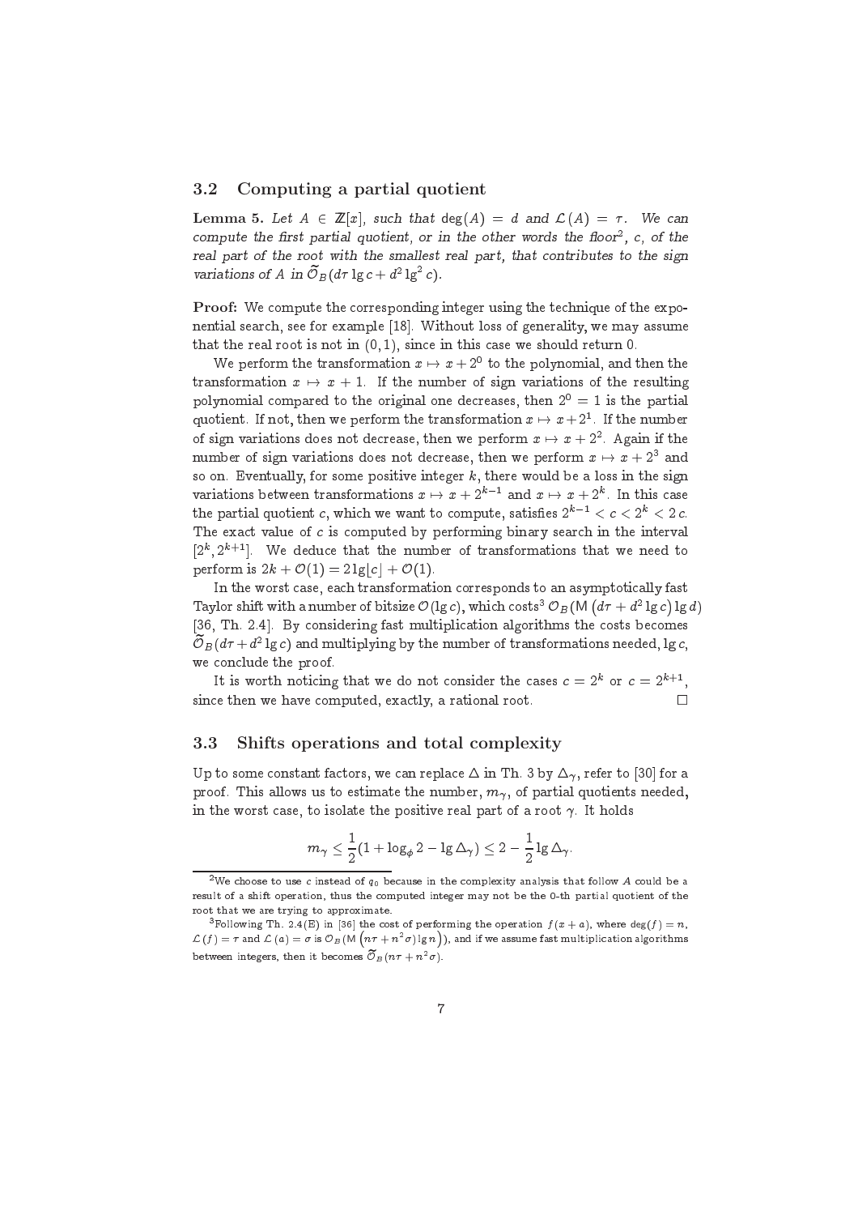### 3.2 Computing a partial quotient

**Lemma 5.** *Let $A \in \mathbb{Z}[x]$, such that $\deg(A) = d$ and $\mathcal{L}(A) = \tau$. We can compute the first partial quotient, or in the other words the floor[2], $c$, of the real part of the root with the smallest real part, that contributes to the sign variations of $A$ in $\widetilde{\mathcal{O}}_B(d\tau \lg c + d^2 \lg^2 c)$.*

**Proof:** We compute the corresponding integer using the technique of the exponential search, see for example [18]. Without loss of generality, we may assume that the real root is not in $(0, 1)$, since in this case we should return 0.

We perform the transformation $x \mapsto x + 2^0$ to the polynomial, and then the transformation $x \mapsto x + 1$. If the number of sign variations of the resulting polynomial compared to the original one decreases, then $2^0 = 1$ is the partial quotient. If not, then we perform the transformation $x \mapsto x + 2^1$. If the number of sign variations does not decrease, then we perform $x \mapsto x + 2^2$. Again if the number of sign variations does not decrease, then we perform $x \mapsto x + 2^3$ and so on. Eventually, for some positive integer $k$, there would be a loss in the sign variations between transformations $x \mapsto x + 2^{k-1}$ and $x \mapsto x + 2^k$. In this case the partial quotient $c$, which we want to compute, satisfies $2^{k-1} < c < 2^k < 2c$. The exact value of $c$ is computed by performing binary search in the interval $[2^k, 2^{k+1}]$. We deduce that the number of transformations that we need to perform is $2k + \mathcal{O}(1) = 2 \lg\lfloor c \rfloor + \mathcal{O}(1)$.

In the worst case, each transformation corresponds to an asymptotically fast Taylor shift with a number of bitsize $\mathcal{O}(\lg c)$, which costs[3] $\mathcal{O}_B(\mathsf{M}\left(d\tau + d^2 \lg c\right) \lg d)$ [36, Th. 2.4]. By considering fast multiplication algorithms the costs becomes $\widetilde{\mathcal{O}}_B(d\tau + d^2 \lg c)$ and multiplying by the number of transformations needed, $\lg c$, we conclude the proof.

It is worth noticing that we do not consider the cases $c = 2^k$ or $c = 2^{k+1}$, since then we have computed, exactly, a rational root. $\square$

### 3.3 Shifts operations and total complexity

Up to some constant factors, we can replace $\Delta$ in Th. 3 by $\Delta_\gamma$, refer to [30] for a proof. This allows us to estimate the number, $m_\gamma$, of partial quotients needed, in the worst case, to isolate the positive real part of a root $\gamma$. It holds

$$m_\gamma \leq \frac{1}{2}(1 + \log_\phi 2 - \lg \Delta_\gamma) \leq 2 - \frac{1}{2} \lg \Delta_\gamma.$$

[2] We choose to use $c$ instead of $q_0$ because in the complexity analysis that follow $A$ could be a result of a shift operation, thus the computed integer may not be the 0-th partial quotient of the root that we are trying to approximate.

[3] Following Th. 2.4(E) in [36] the cost of performing the operation $f(x + a)$, where $\deg(f) = n$, $\mathcal{L}(f) = \tau$ and $\mathcal{L}(a) = \sigma$ is $\mathcal{O}_B(\mathsf{M}\left(n\tau + n^2\sigma\right) \lg n)$, and if we assume fast multiplication algorithms between integers, then it becomes $\widetilde{\mathcal{O}}_B(n\tau + n^2\sigma)$.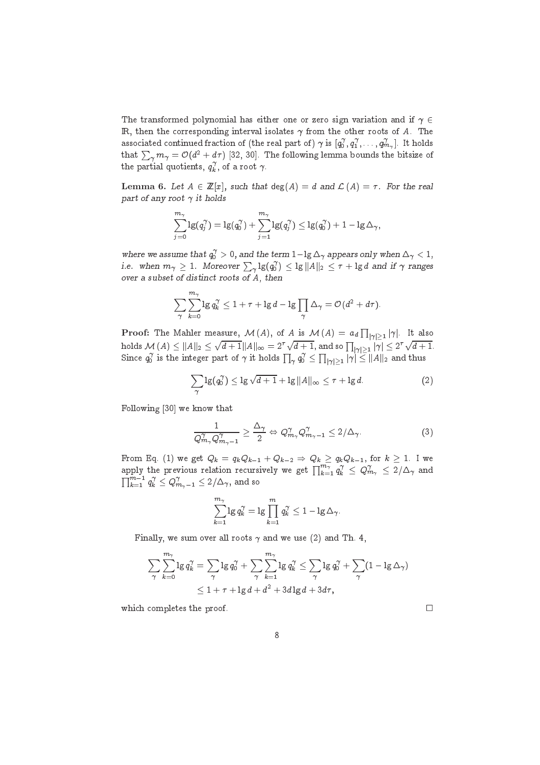The transformed polynomial has either one or zero sign variation and if $\gamma \in \mathbb{R}$, then the corresponding interval isolates $\gamma$ from the other roots of $A$. The associated continued fraction of (the real part of) $\gamma$ is $[q_0^\gamma, q_1^\gamma, \ldots, q_{m_\gamma}^\gamma]$. It holds that $\sum_\gamma m_\gamma = \mathcal{O}(d^2 + d\tau)$ [32, 30]. The following lemma bounds the bitsize of the partial quotients, $q_k^\gamma$, of a root $\gamma$.

**Lemma 6.** *Let $A \in \mathbb{Z}[x]$, such that $\deg(A) = d$ and $\mathcal{L}(A) = \tau$. For the real part of any root $\gamma$ it holds*

$$\sum_{j=0}^{m_\gamma} \lg(q_j^\gamma) = \lg(q_0^\gamma) + \sum_{j=1}^{m_\gamma} \lg(q_j^\gamma) \leq \lg(q_0^\gamma) + 1 - \lg \Delta_\gamma,$$

*where we assume that $q_0^\gamma > 0$, and the term $1 - \lg \Delta_\gamma$ appears only when $\Delta_\gamma < 1$, i.e. when $m_\gamma \geq 1$. Moreover $\sum_\gamma \lg(q_0^\gamma) \leq \lg \|A\|_2 \leq \tau + \lg d$ and if $\gamma$ ranges over a subset of distinct roots of $A$, then*

$$\sum_\gamma \sum_{k=0}^{m_\gamma} \lg q_k^\gamma \leq 1 + \tau + \lg d - \lg \prod_\gamma \Delta_\gamma = \mathcal{O}(d^2 + d\tau).$$

**Proof:** The Mahler measure, $\mathcal{M}(A)$, of $A$ is $\mathcal{M}(A) = a_d \prod_{|\gamma| \geq 1} |\gamma|$. It also holds $\mathcal{M}(A) \leq \|A\|_2 \leq \sqrt{d+1}\|A\|_\infty = 2^\tau \sqrt{d+1}$, and so $\prod_{|\gamma|\geq 1} |\gamma| \leq 2^\tau \sqrt{d+1}$. Since $q_0^\gamma$ is the integer part of $\gamma$ it holds $\prod_\gamma q_0^\gamma \leq \prod_{|\gamma|\geq 1} |\gamma| \leq \|A\|_2$ and thus

$$\sum_\gamma \lg(q_0^\gamma) \leq \lg \sqrt{d+1} + \lg \|A\|_\infty \leq \tau + \lg d. \tag{2}$$

Following [30] we know that

$$\frac{1}{Q_{m_\gamma}^\gamma Q_{m_\gamma - 1}^\gamma} \geq \frac{\Delta_\gamma}{2} \Leftrightarrow Q_{m_\gamma}^\gamma Q_{m_\gamma-1}^\gamma \leq 2/\Delta_\gamma. \tag{3}$$

From Eq. (1) we get $Q_k = q_k Q_{k-1} + Q_{k-2} \Rightarrow Q_k \geq q_k Q_{k-1}$, for $k \geq 1$. I we apply the previous relation recursively we get $\prod_{k=1}^{m_\gamma} q_k^\gamma \leq Q_{m_\gamma}^\gamma \leq 2/\Delta_\gamma$ and $\prod_{k=1}^{m-1} q_k^\gamma \leq Q_{m_\gamma - 1}^\gamma \leq 2/\Delta_\gamma$, and so

$$\sum_{k=1}^{m_\gamma} \lg q_k^\gamma = \lg \prod_{k=1}^{m} q_k^\gamma \leq 1 - \lg \Delta_\gamma.$$

Finally, we sum over all roots $\gamma$ and we use (2) and Th. 4,

$$\begin{aligned} \sum_\gamma \sum_{k=0}^{m_\gamma} \lg q_k^\gamma &= \sum_\gamma \lg q_0^\gamma + \sum_\gamma \sum_{k=1}^{m_\gamma} \lg q_k^\gamma \leq \sum_\gamma \lg q_0^\gamma + \sum_\gamma (1 - \lg \Delta_\gamma) \\ &\leq 1 + \tau + \lg d + d^2 + 3d \lg d + 3d\tau, \end{aligned}$$

which completes the proof. □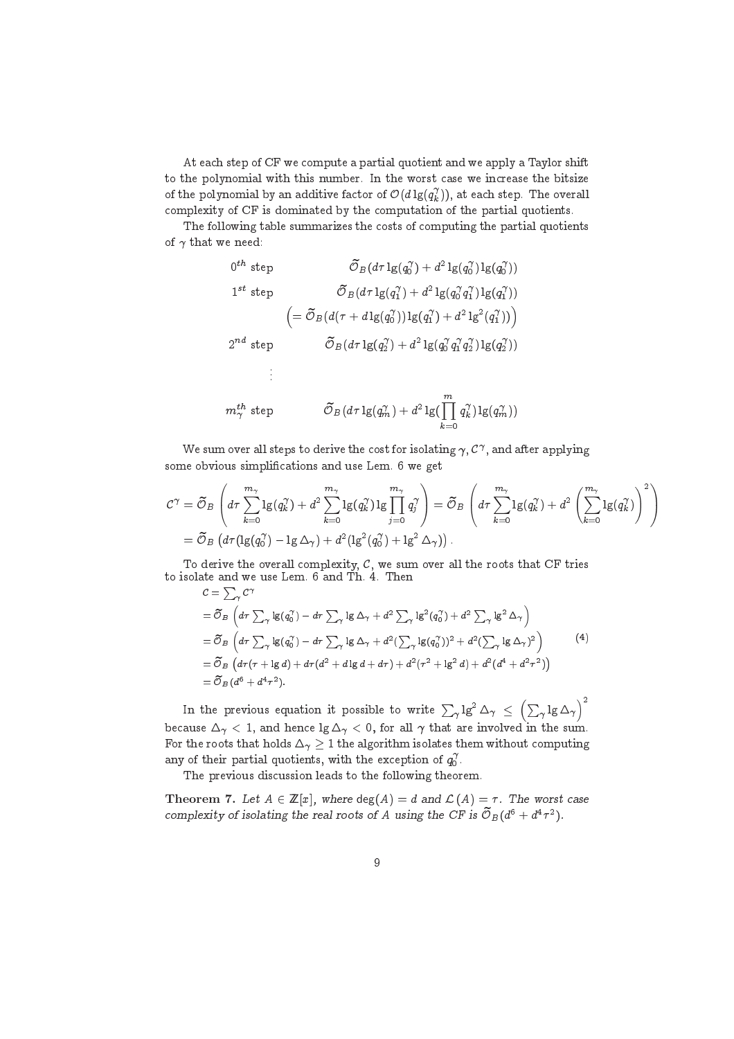At each step of CF we compute a partial quotient and we apply a Taylor shift to the polynomial with this number. In the worst case we increase the bitsize of the polynomial by an additive factor of $\mathcal{O}(d \lg(q_k^\gamma))$, at each step. The overall complexity of CF is dominated by the computation of the partial quotients.

The following table summarizes the costs of computing the partial quotients of $\gamma$ that we need:

$$
\begin{array}{ll}
0^{th} \text{ step} & \widetilde{\mathcal{O}}_B(d\tau \lg(q_0^\gamma) + d^2 \lg(q_0^\gamma)\lg(q_0^\gamma)) \\
1^{st} \text{ step} & \widetilde{\mathcal{O}}_B(d\tau \lg(q_1^\gamma) + d^2 \lg(q_0^\gamma q_1^\gamma)\lg(q_1^\gamma)) \\
 & \left(= \widetilde{\mathcal{O}}_B(d(\tau + d\lg(q_0^\gamma))\lg(q_1^\gamma) + d^2 \lg^2(q_1^\gamma))\right) \\
2^{nd} \text{ step} & \widetilde{\mathcal{O}}_B(d\tau \lg(q_2^\gamma) + d^2 \lg(q_0^\gamma q_1^\gamma q_2^\gamma)\lg(q_2^\gamma)) \\
\vdots & \\
m_\gamma^{th} \text{ step} & \widetilde{\mathcal{O}}_B(d\tau \lg(q_m^\gamma) + d^2 \lg(\prod_{k=0}^{m} q_k^\gamma)\lg(q_m^\gamma))
\end{array}
$$

We sum over all steps to derive the cost for isolating $\gamma$, $\mathcal{C}^\gamma$, and after applying some obvious simplifications and use Lem. 6 we get

$$
\begin{aligned}
\mathcal{C}^\gamma &= \widetilde{\mathcal{O}}_B\left(d\tau \sum_{k=0}^{m_\gamma} \lg(q_k^\gamma) + d^2 \sum_{k=0}^{m_\gamma} \lg(q_k^\gamma) \lg \prod_{j=0}^{m_\gamma} q_j^\gamma\right) = \widetilde{\mathcal{O}}_B\left(d\tau \sum_{k=0}^{m_\gamma} \lg(q_k^\gamma) + d^2 \left(\sum_{k=0}^{m_\gamma} \lg(q_k^\gamma)\right)^2\right) \\
&= \widetilde{\mathcal{O}}_B\left(d\tau(\lg(q_0^\gamma) - \lg \Delta_\gamma) + d^2(\lg^2(q_0^\gamma) + \lg^2 \Delta_\gamma)\right).
\end{aligned}
$$

To derive the overall complexity, $\mathcal{C}$, we sum over all the roots that CF tries to isolate and we use Lem. 6 and Th. 4. Then

$$
\begin{aligned}
\mathcal{C} &= \textstyle\sum_\gamma \mathcal{C}^\gamma \\
&= \widetilde{\mathcal{O}}_B\left(d\tau \textstyle\sum_\gamma \lg(q_0^\gamma) - d\tau \sum_\gamma \lg \Delta_\gamma + d^2 \sum_\gamma \lg^2(q_0^\gamma) + d^2 \sum_\gamma \lg^2 \Delta_\gamma\right) \\
&= \widetilde{\mathcal{O}}_B\left(d\tau \textstyle\sum_\gamma \lg(q_0^\gamma) - d\tau \sum_\gamma \lg \Delta_\gamma + d^2(\sum_\gamma \lg(q_0^\gamma))^2 + d^2(\sum_\gamma \lg \Delta_\gamma)^2\right) \\
&= \widetilde{\mathcal{O}}_B\left(d\tau(\tau + \lg d) + d\tau(d^2 + d\lg d + d\tau) + d^2(\tau^2 + \lg^2 d) + d^2(d^4 + d^2\tau^2)\right) \\
&= \widetilde{\mathcal{O}}_B(d^6 + d^4\tau^2).
\end{aligned} \tag{4}
$$

In the previous equation it possible to write $\sum_\gamma \lg^2 \Delta_\gamma \leq \left(\sum_\gamma \lg \Delta_\gamma\right)^2$ because $\Delta_\gamma < 1$, and hence $\lg \Delta_\gamma < 0$, for all $\gamma$ that are involved in the sum. For the roots that holds $\Delta_\gamma \geq 1$ the algorithm isolates them without computing any of their partial quotients, with the exception of $q_0^\gamma$.

The previous discussion leads to the following theorem.

**Theorem 7.** *Let $A \in \mathbb{Z}[x]$, where $\deg(A) = d$ and $\mathcal{L}(A) = \tau$. The worst case complexity of isolating the real roots of $A$ using the CF is $\widetilde{\mathcal{O}}_B(d^6 + d^4\tau^2)$.*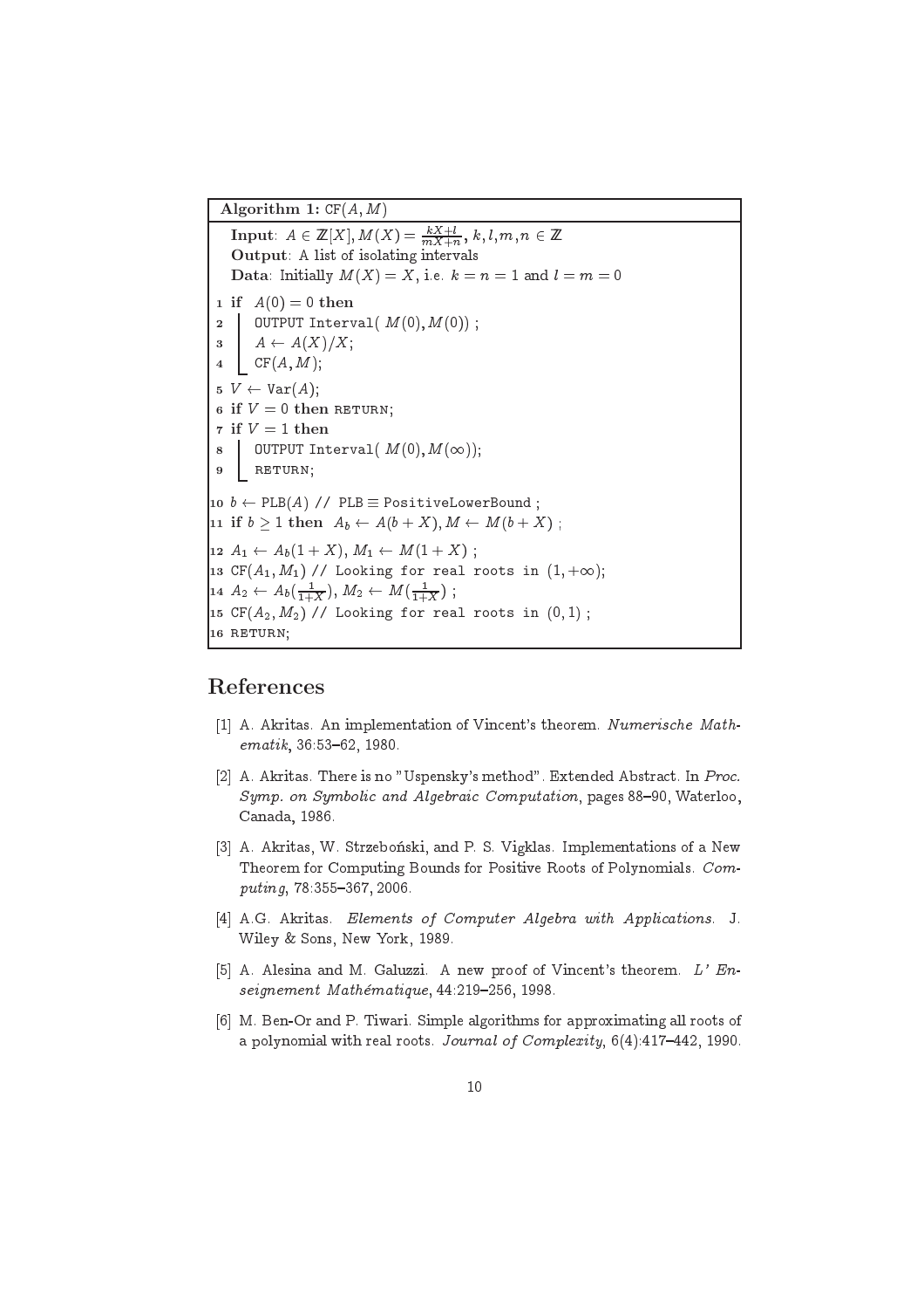**Algorithm 1:** CF$(A, M)$

**Input**: $A \in \mathbb{Z}[X], M(X) = \frac{kX+l}{mX+n}$, $k, l, m, n \in \mathbb{Z}$
**Output**: A list of isolating intervals
**Data**: Initially $M(X) = X$, i.e. $k = n = 1$ and $l = m = 0$

```
1  if A(0) = 0 then
2      OUTPUT Interval( M(0), M(0)) ;
3      A ← A(X)/X;
4      CF(A, M);
5  V ← Var(A);
6  if V = 0 then RETURN;
7  if V = 1 then
8      OUTPUT Interval( M(0), M(∞));
9      RETURN;
10 b ← PLB(A) // PLB ≡ PositiveLowerBound ;
11 if b ≥ 1 then A_b ← A(b + X), M ← M(b + X) ;
12 A_1 ← A_b(1 + X), M_1 ← M(1 + X) ;
13 CF(A_1, M_1) // Looking for real roots in (1, +∞);
14 A_2 ← A_b(1/(1+X)), M_2 ← M(1/(1+X)) ;
15 CF(A_2, M_2) // Looking for real roots in (0, 1) ;
16 RETURN;
```

# References

[1] A. Akritas. An implementation of Vincent's theorem. *Numerische Mathematik*, 36:53–62, 1980.

[2] A. Akritas. There is no "Uspensky's method". Extended Abstract. In *Proc. Symp. on Symbolic and Algebraic Computation*, pages 88–90, Waterloo, Canada, 1986.

[3] A. Akritas, W. Strzeboński, and P. S. Vigklas. Implementations of a New Theorem for Computing Bounds for Positive Roots of Polynomials. *Computing*, 78:355–367, 2006.

[4] A.G. Akritas. *Elements of Computer Algebra with Applications*. J. Wiley & Sons, New York, 1989.

[5] A. Alesina and M. Galuzzi. A new proof of Vincent's theorem. *L' Enseignement Mathématique*, 44:219–256, 1998.

[6] M. Ben-Or and P. Tiwari. Simple algorithms for approximating all roots of a polynomial with real roots. *Journal of Complexity*, 6(4):417–442, 1990.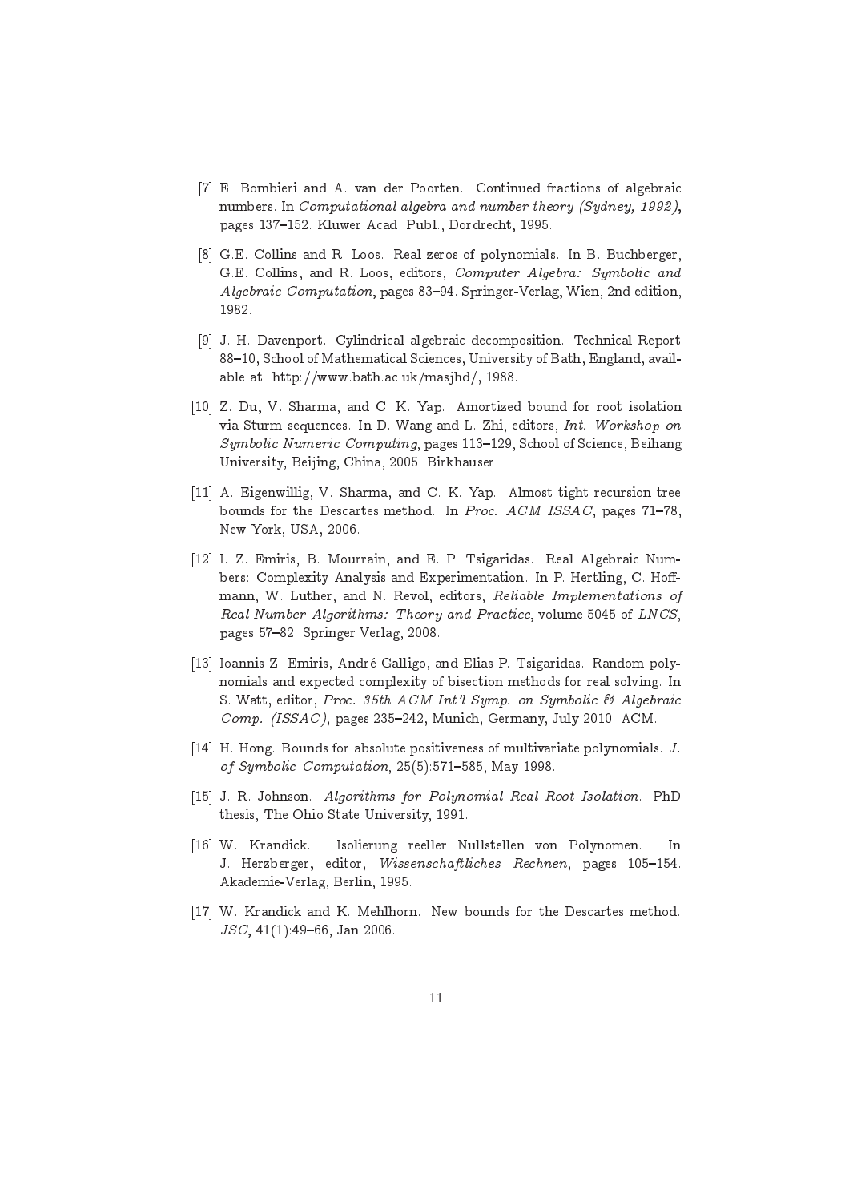[7] E. Bombieri and A. van der Poorten. Continued fractions of algebraic numbers. In *Computational algebra and number theory (Sydney, 1992)*, pages 137–152. Kluwer Acad. Publ., Dordrecht, 1995.

[8] G.E. Collins and R. Loos. Real zeros of polynomials. In B. Buchberger, G.E. Collins, and R. Loos, editors, *Computer Algebra: Symbolic and Algebraic Computation*, pages 83–94. Springer-Verlag, Wien, 2nd edition, 1982.

[9] J. H. Davenport. Cylindrical algebraic decomposition. Technical Report 88–10, School of Mathematical Sciences, University of Bath, England, available at: http://www.bath.ac.uk/masjhd/, 1988.

[10] Z. Du, V. Sharma, and C. K. Yap. Amortized bound for root isolation via Sturm sequences. In D. Wang and L. Zhi, editors, *Int. Workshop on Symbolic Numeric Computing*, pages 113–129, School of Science, Beihang University, Beijing, China, 2005. Birkhauser.

[11] A. Eigenwillig, V. Sharma, and C. K. Yap. Almost tight recursion tree bounds for the Descartes method. In *Proc. ACM ISSAC*, pages 71–78, New York, USA, 2006.

[12] I. Z. Emiris, B. Mourrain, and E. P. Tsigaridas. Real Algebraic Numbers: Complexity Analysis and Experimentation. In P. Hertling, C. Hoffmann, W. Luther, and N. Revol, editors, *Reliable Implementations of Real Number Algorithms: Theory and Practice*, volume 5045 of *LNCS*, pages 57–82. Springer Verlag, 2008.

[13] Ioannis Z. Emiris, André Galligo, and Elias P. Tsigaridas. Random polynomials and expected complexity of bisection methods for real solving. In S. Watt, editor, *Proc. 35th ACM Int'l Symp. on Symbolic & Algebraic Comp. (ISSAC)*, pages 235–242, Munich, Germany, July 2010. ACM.

[14] H. Hong. Bounds for absolute positiveness of multivariate polynomials. *J. of Symbolic Computation*, 25(5):571–585, May 1998.

[15] J. R. Johnson. *Algorithms for Polynomial Real Root Isolation*. PhD thesis, The Ohio State University, 1991.

[16] W. Krandick. Isolierung reeller Nullstellen von Polynomen. In J. Herzberger, editor, *Wissenschaftliches Rechnen*, pages 105–154. Akademie-Verlag, Berlin, 1995.

[17] W. Krandick and K. Mehlhorn. New bounds for the Descartes method. *JSC*, 41(1):49–66, Jan 2006.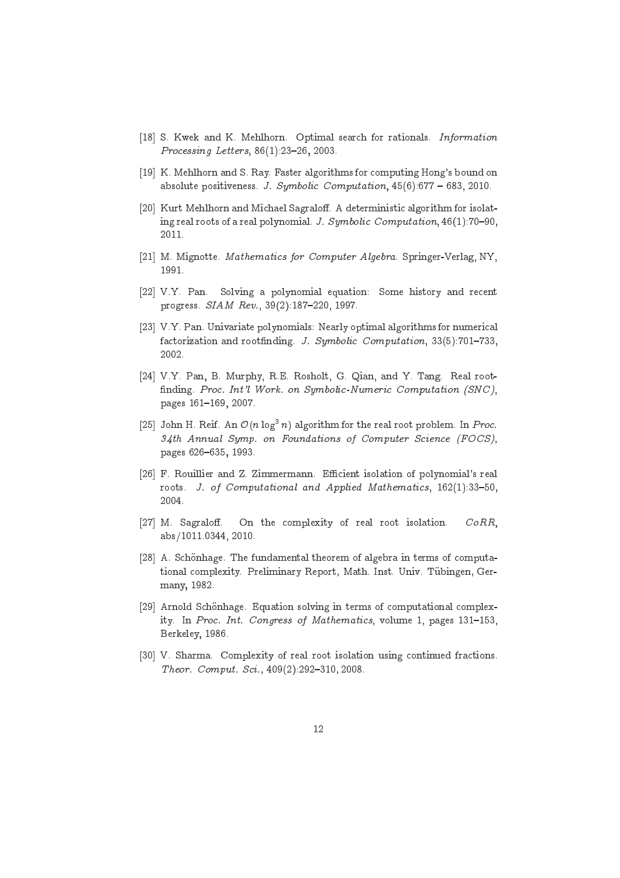[18] S. Kwek and K. Mehlhorn. Optimal search for rationals. *Information Processing Letters*, 86(1):23–26, 2003.

[19] K. Mehlhorn and S. Ray. Faster algorithms for computing Hong's bound on absolute positiveness. *J. Symbolic Computation*, 45(6):677 – 683, 2010.

[20] Kurt Mehlhorn and Michael Sagraloff. A deterministic algorithm for isolating real roots of a real polynomial. *J. Symbolic Computation*, 46(1):70–90, 2011.

[21] M. Mignotte. *Mathematics for Computer Algebra*. Springer-Verlag, NY, 1991.

[22] V.Y. Pan. Solving a polynomial equation: Some history and recent progress. *SIAM Rev.*, 39(2):187–220, 1997.

[23] V.Y. Pan. Univariate polynomials: Nearly optimal algorithms for numerical factorization and rootfinding. *J. Symbolic Computation*, 33(5):701–733, 2002.

[24] V.Y. Pan, B. Murphy, R.E. Rosholt, G. Qian, and Y. Tang. Real root-finding. *Proc. Int'l Work. on Symbolic-Numeric Computation (SNC)*, pages 161–169, 2007.

[25] John H. Reif. An $\mathcal{O}(n \log^3 n)$ algorithm for the real root problem. In *Proc. 34th Annual Symp. on Foundations of Computer Science (FOCS)*, pages 626–635, 1993.

[26] F. Rouillier and Z. Zimmermann. Efficient isolation of polynomial's real roots. *J. of Computational and Applied Mathematics*, 162(1):33–50, 2004.

[27] M. Sagraloff. On the complexity of real root isolation. *CoRR*, abs/1011.0344, 2010.

[28] A. Schönhage. The fundamental theorem of algebra in terms of computational complexity. Preliminary Report, Math. Inst. Univ. Tübingen, Germany, 1982.

[29] Arnold Schönhage. Equation solving in terms of computational complexity. In *Proc. Int. Congress of Mathematics*, volume 1, pages 131–153, Berkeley, 1986.

[30] V. Sharma. Complexity of real root isolation using continued fractions. *Theor. Comput. Sci.*, 409(2):292–310, 2008.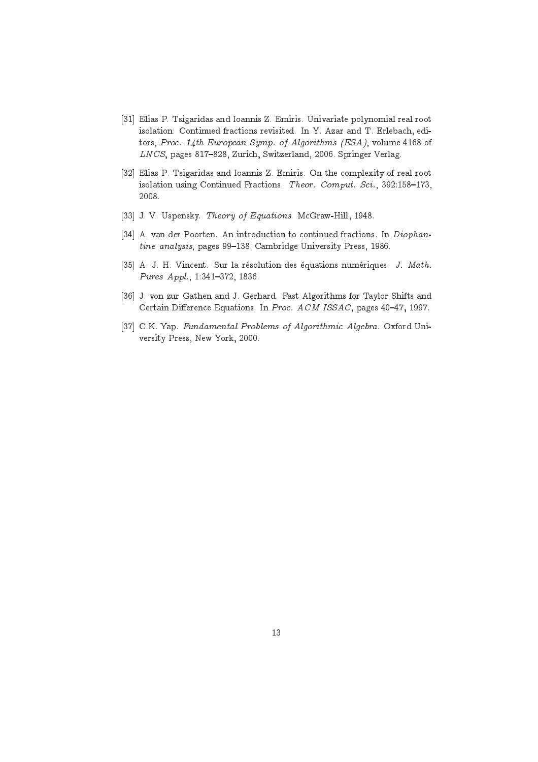[31] Elias P. Tsigaridas and Ioannis Z. Emiris. Univariate polynomial real root isolation: Continued fractions revisited. In Y. Azar and T. Erlebach, editors, *Proc. 14th European Symp. of Algorithms (ESA)*, volume 4168 of *LNCS*, pages 817–828, Zurich, Switzerland, 2006. Springer Verlag.

[32] Elias P. Tsigaridas and Ioannis Z. Emiris. On the complexity of real root isolation using Continued Fractions. *Theor. Comput. Sci.*, 392:158–173, 2008.

[33] J. V. Uspensky. *Theory of Equations*. McGraw-Hill, 1948.

[34] A. van der Poorten. An introduction to continued fractions. In *Diophantine analysis*, pages 99–138. Cambridge University Press, 1986.

[35] A. J. H. Vincent. Sur la résolution des équations numériques. *J. Math. Pures Appl.*, 1:341–372, 1836.

[36] J. von zur Gathen and J. Gerhard. Fast Algorithms for Taylor Shifts and Certain Difference Equations. In *Proc. ACM ISSAC*, pages 40–47, 1997.

[37] C.K. Yap. *Fundamental Problems of Algorithmic Algebra*. Oxford University Press, New York, 2000.